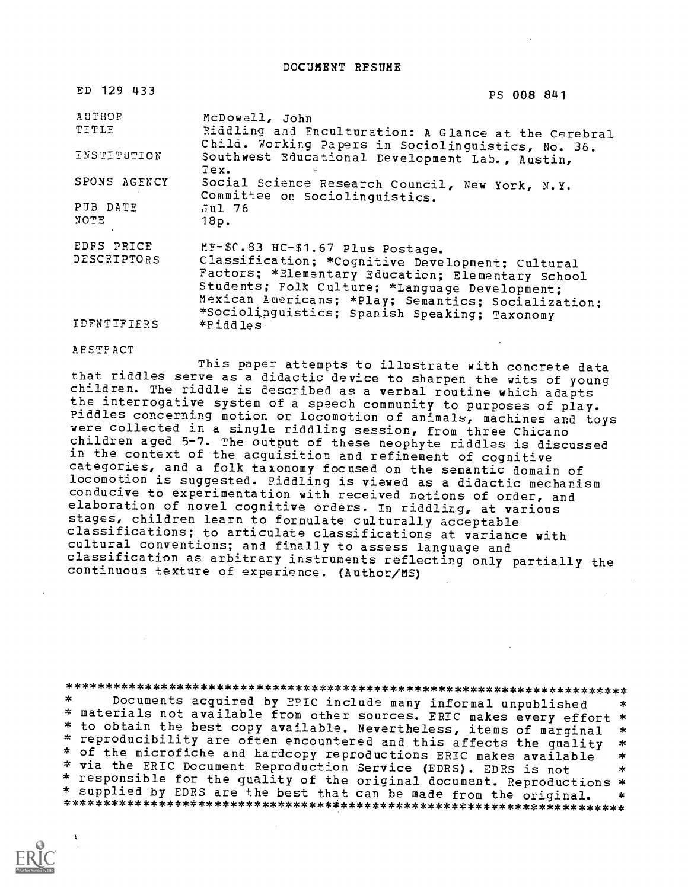DOCUMENT RESUME

| | |
|---|---|
| ED 129 433 | PS 008 841 |
| AUTHOR | McDowell, John |
| TITLE | Riddling and Enculturation: A Glance at the Cerebral Child. Working Papers in Sociolinguistics, No. 36. |
| INSTITUTION | Southwest Educational Development Lab., Austin, Tex. |
| SPONS AGENCY | Social Science Research Council, New York, N.Y. Committee on Sociolinguistics. |
| PUB DATE | Jul 76 |
| NOTE | 18p. |
| EDRS PRICE | MF-$0.83 HC-$1.67 Plus Postage. |
| DESCRIPTORS | Classification; *Cognitive Development; Cultural Factors; *Elementary Education; Elementary School Students; Folk Culture; *Language Development; Mexican Americans; *Play; Semantics; Socialization; *Sociolinguistics; Spanish Speaking; Taxonomy |
| IDENTIFIERS | *Riddles |

ABSTRACT

This paper attempts to illustrate with concrete data that riddles serve as a didactic device to sharpen the wits of young children. The riddle is described as a verbal routine which adapts the interrogative system of a speech community to purposes of play. Riddles concerning motion or locomotion of animals, machines and toys were collected in a single riddling session, from three Chicano children aged 5-7. The output of these neophyte riddles is discussed in the context of the acquisition and refinement of cognitive categories, and a folk taxonomy focused on the semantic domain of locomotion is suggested. Riddling is viewed as a didactic mechanism conducive to experimentation with received notions of order, and elaboration of novel cognitive orders. In riddling, at various stages, children learn to formulate culturally acceptable classifications; to articulate classifications at variance with cultural conventions; and finally to assess language and classification as arbitrary instruments reflecting only partially the continuous texture of experience. (Author/MS)

***********************************************************************
* Documents acquired by ERIC include many informal unpublished *
* materials not available from other sources. ERIC makes every effort *
* to obtain the best copy available. Nevertheless, items of marginal *
* reproducibility are often encountered and this affects the quality *
* of the microfiche and hardcopy reproductions ERIC makes available *
* via the ERIC Document Reproduction Service (EDRS). EDRS is not *
* responsible for the quality of the original document. Reproductions *
* supplied by EDRS are the best that can be made from the original. *
***********************************************************************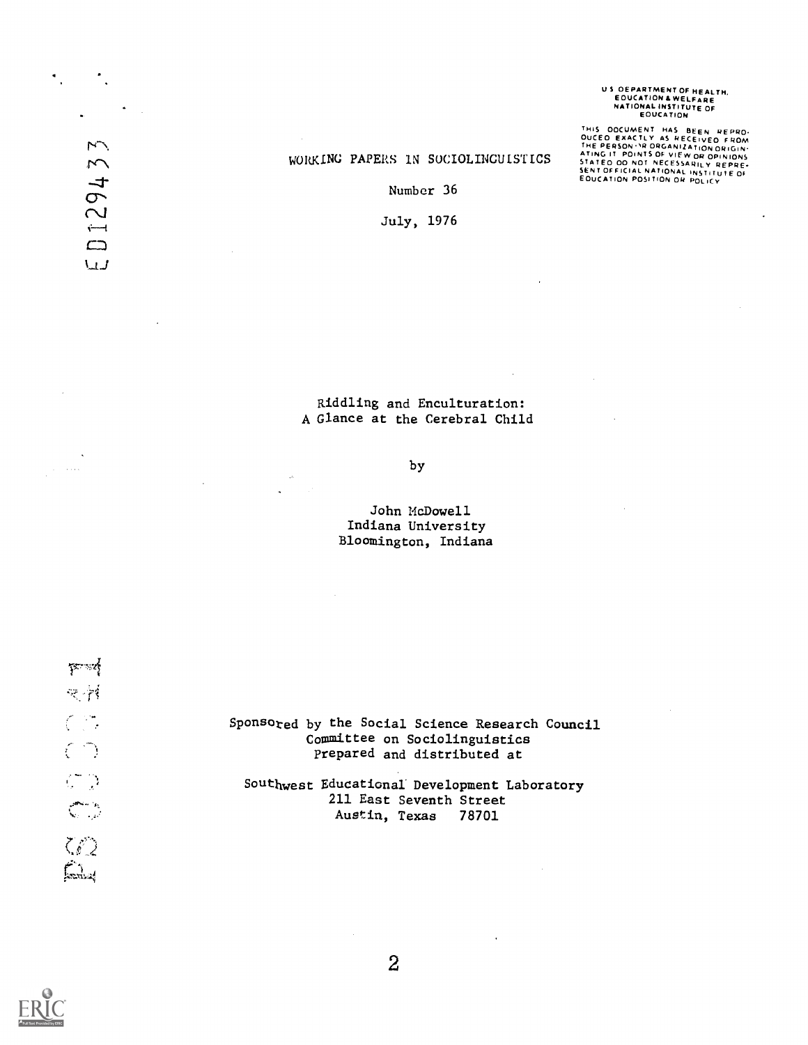U S DEPARTMENT OF HEALTH, EDUCATION & WELFARE NATIONAL INSTITUTE OF EDUCATION

THIS DOCUMENT HAS BEEN REPRODUCED EXACTLY AS RECEIVED FROM THE PERSON OR ORGANIZATION ORIGINATING IT. POINTS OF VIEW OR OPINIONS STATED DO NOT NECESSARILY REPRESENT OFFICIAL NATIONAL INSTITUTE OF EDUCATION POSITION OR POLICY

ED129433

WORKING PAPERS IN SOCIOLINGUISTICS

Number 36

July, 1976

# Riddling and Enculturation: A Glance at the Cerebral Child

by

John McDowell
Indiana University
Bloomington, Indiana

Sponsored by the Social Science Research Council
Committee on Sociolinguistics
Prepared and distributed at

Southwest Educational Development Laboratory
211 East Seventh Street
Austin, Texas 78701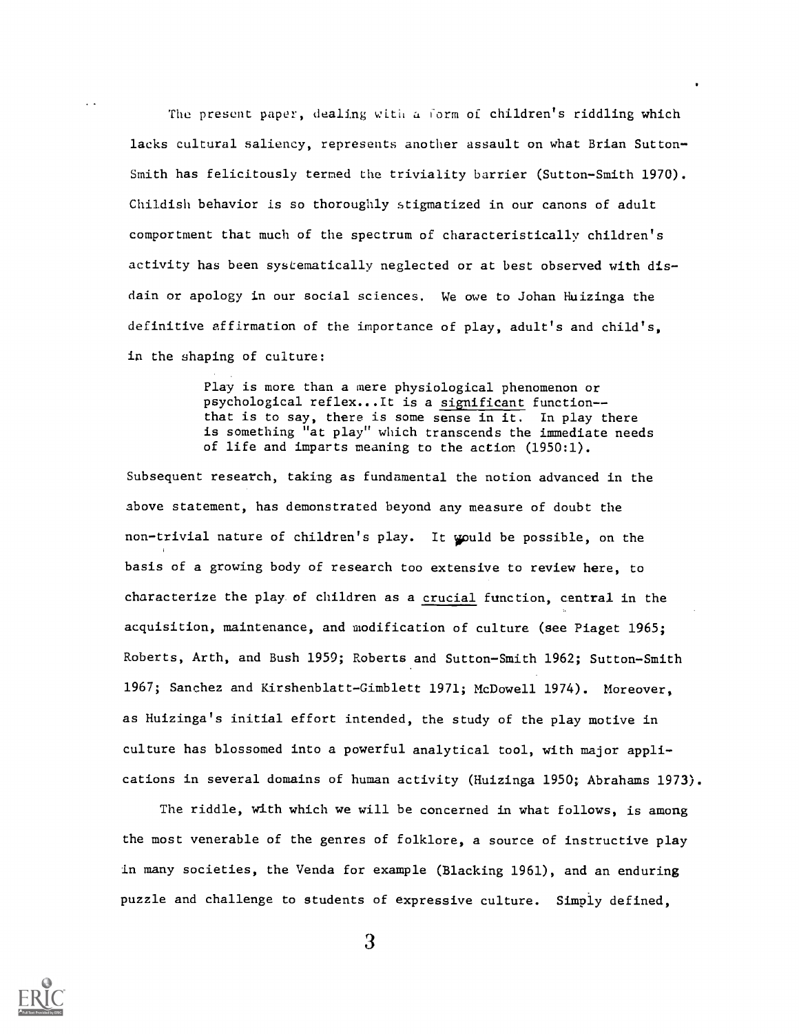The present paper, dealing with a form of children's riddling which lacks cultural saliency, represents another assault on what Brian Sutton-Smith has felicitously termed the triviality barrier (Sutton-Smith 1970). Childish behavior is so thoroughly stigmatized in our canons of adult comportment that much of the spectrum of characteristically children's activity has been systematically neglected or at best observed with disdain or apology in our social sciences. We owe to Johan Huizinga the definitive affirmation of the importance of play, adult's and child's, in the shaping of culture:

> Play is more than a mere physiological phenomenon or psychological reflex...It is a significant function--that is to say, there is some sense in it. In play there is something "at play" which transcends the immediate needs of life and imparts meaning to the action (1950:1).

Subsequent research, taking as fundamental the notion advanced in the above statement, has demonstrated beyond any measure of doubt the non-trivial nature of children's play. It would be possible, on the basis of a growing body of research too extensive to review here, to characterize the play of children as a crucial function, central in the acquisition, maintenance, and modification of culture (see Piaget 1965; Roberts, Arth, and Bush 1959; Roberts and Sutton-Smith 1962; Sutton-Smith 1967; Sanchez and Kirshenblatt-Gimblett 1971; McDowell 1974). Moreover, as Huizinga's initial effort intended, the study of the play motive in culture has blossomed into a powerful analytical tool, with major applications in several domains of human activity (Huizinga 1950; Abrahams 1973).

The riddle, with which we will be concerned in what follows, is among the most venerable of the genres of folklore, a source of instructive play in many societies, the Venda for example (Blacking 1961), and an enduring puzzle and challenge to students of expressive culture. Simply defined,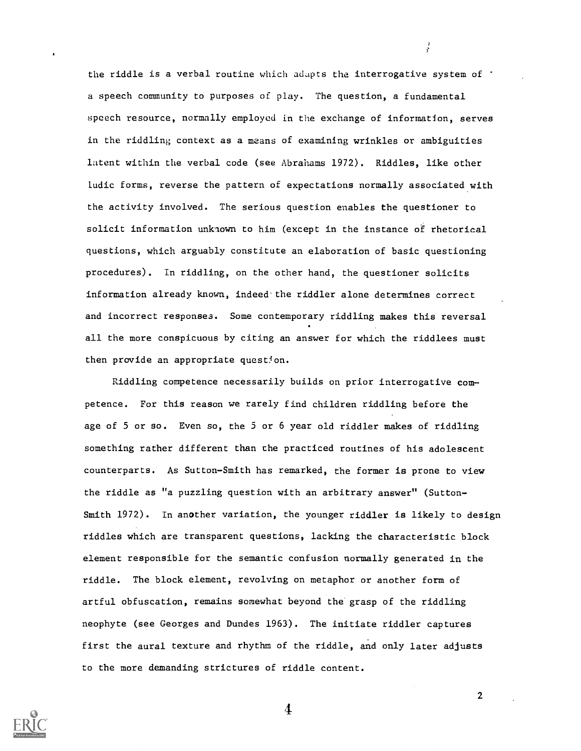the riddle is a verbal routine which adapts the interrogative system of a speech community to purposes of play. The question, a fundamental speech resource, normally employed in the exchange of information, serves in the riddling context as a means of examining wrinkles or ambiguities latent within the verbal code (see Abrahams 1972). Riddles, like other ludic forms, reverse the pattern of expectations normally associated with the activity involved. The serious question enables the questioner to solicit information unknown to him (except in the instance of rhetorical questions, which arguably constitute an elaboration of basic questioning procedures). In riddling, on the other hand, the questioner solicits information already known, indeed the riddler alone determines correct and incorrect responses. Some contemporary riddling makes this reversal all the more conspicuous by citing an answer for which the riddlees must then provide an appropriate question.

Riddling competence necessarily builds on prior interrogative competence. For this reason we rarely find children riddling before the age of 5 or so. Even so, the 5 or 6 year old riddler makes of riddling something rather different than the practiced routines of his adolescent counterparts. As Sutton-Smith has remarked, the former is prone to view the riddle as "a puzzling question with an arbitrary answer" (Sutton-Smith 1972). In another variation, the younger riddler is likely to design riddles which are transparent questions, lacking the characteristic block element responsible for the semantic confusion normally generated in the riddle. The block element, revolving on metaphor or another form of artful obfuscation, remains somewhat beyond the grasp of the riddling neophyte (see Georges and Dundes 1963). The initiate riddler captures first the aural texture and rhythm of the riddle, and only later adjusts to the more demanding strictures of riddle content.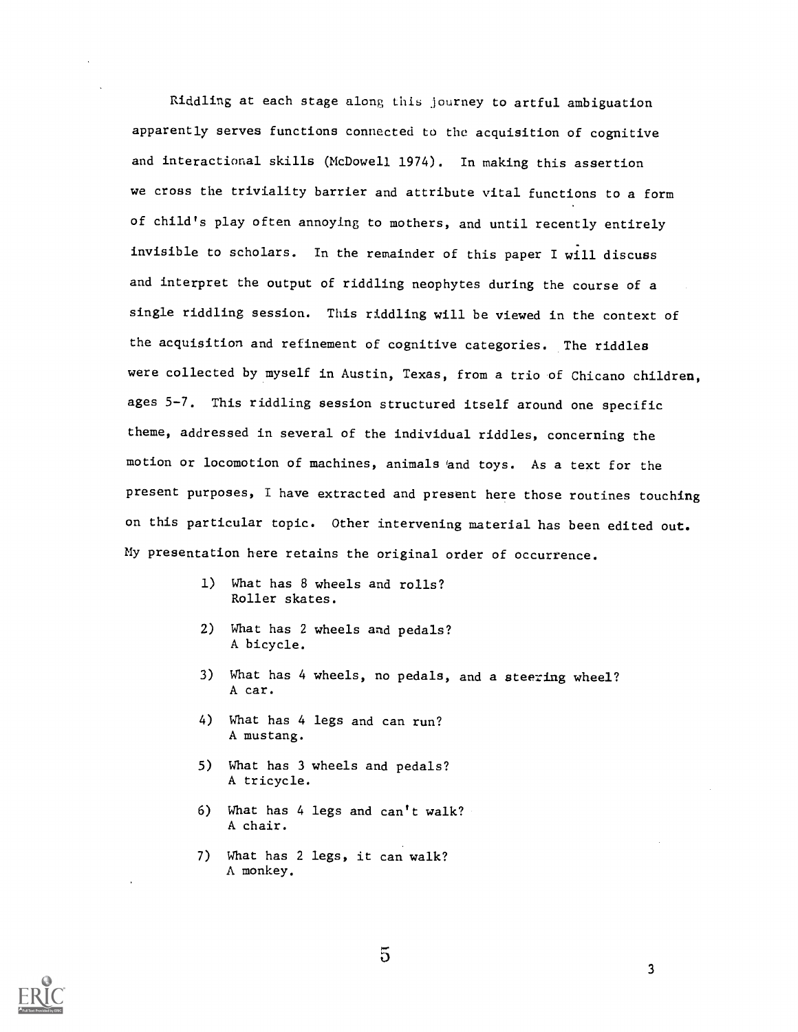Riddling at each stage along this journey to artful ambiguation apparently serves functions connected to the acquisition of cognitive and interactional skills (McDowell 1974). In making this assertion we cross the triviality barrier and attribute vital functions to a form of child's play often annoying to mothers, and until recently entirely invisible to scholars. In the remainder of this paper I will discuss and interpret the output of riddling neophytes during the course of a single riddling session. This riddling will be viewed in the context of the acquisition and refinement of cognitive categories. The riddles were collected by myself in Austin, Texas, from a trio of Chicano children, ages 5-7. This riddling session structured itself around one specific theme, addressed in several of the individual riddles, concerning the motion or locomotion of machines, animals and toys. As a text for the present purposes, I have extracted and present here those routines touching on this particular topic. Other intervening material has been edited out. My presentation here retains the original order of occurrence.

1) What has 8 wheels and rolls?
   Roller skates.

2) What has 2 wheels and pedals?
   A bicycle.

3) What has 4 wheels, no pedals, and a steering wheel?
   A car.

4) What has 4 legs and can run?
   A mustang.

5) What has 3 wheels and pedals?
   A tricycle.

6) What has 4 legs and can't walk?
   A chair.

7) What has 2 legs, it can walk?
   A monkey.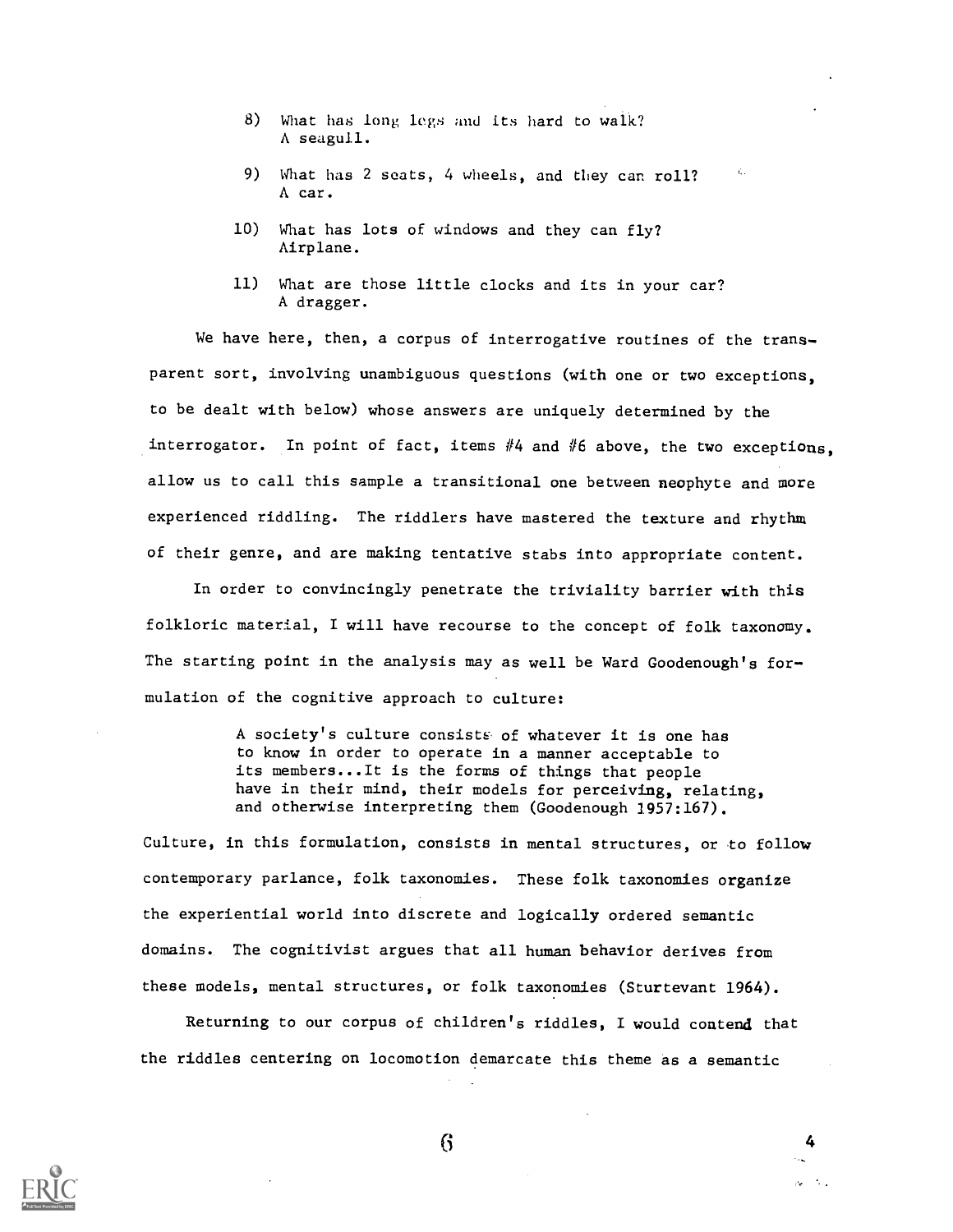8) What has long legs and its hard to walk?
   A seagull.

9) What has 2 seats, 4 wheels, and they can roll?
   A car.

10) What has lots of windows and they can fly?
    Airplane.

11) What are those little clocks and its in your car?
    A dragger.

We have here, then, a corpus of interrogative routines of the transparent sort, involving unambiguous questions (with one or two exceptions, to be dealt with below) whose answers are uniquely determined by the interrogator. In point of fact, items #4 and #6 above, the two exceptions, allow us to call this sample a transitional one between neophyte and more experienced riddling. The riddlers have mastered the texture and rhythm of their genre, and are making tentative stabs into appropriate content.

In order to convincingly penetrate the triviality barrier with this folkloric material, I will have recourse to the concept of folk taxonomy. The starting point in the analysis may as well be Ward Goodenough's formulation of the cognitive approach to culture:

> A society's culture consists of whatever it is one has to know in order to operate in a manner acceptable to its members...It is the forms of things that people have in their mind, their models for perceiving, relating, and otherwise interpreting them (Goodenough 1957:167).

Culture, in this formulation, consists in mental structures, or to follow contemporary parlance, folk taxonomies. These folk taxonomies organize the experiential world into discrete and logically ordered semantic domains. The cognitivist argues that all human behavior derives from these models, mental structures, or folk taxonomies (Sturtevant 1964).

Returning to our corpus of children's riddles, I would contend that the riddles centering on locomotion demarcate this theme as a semantic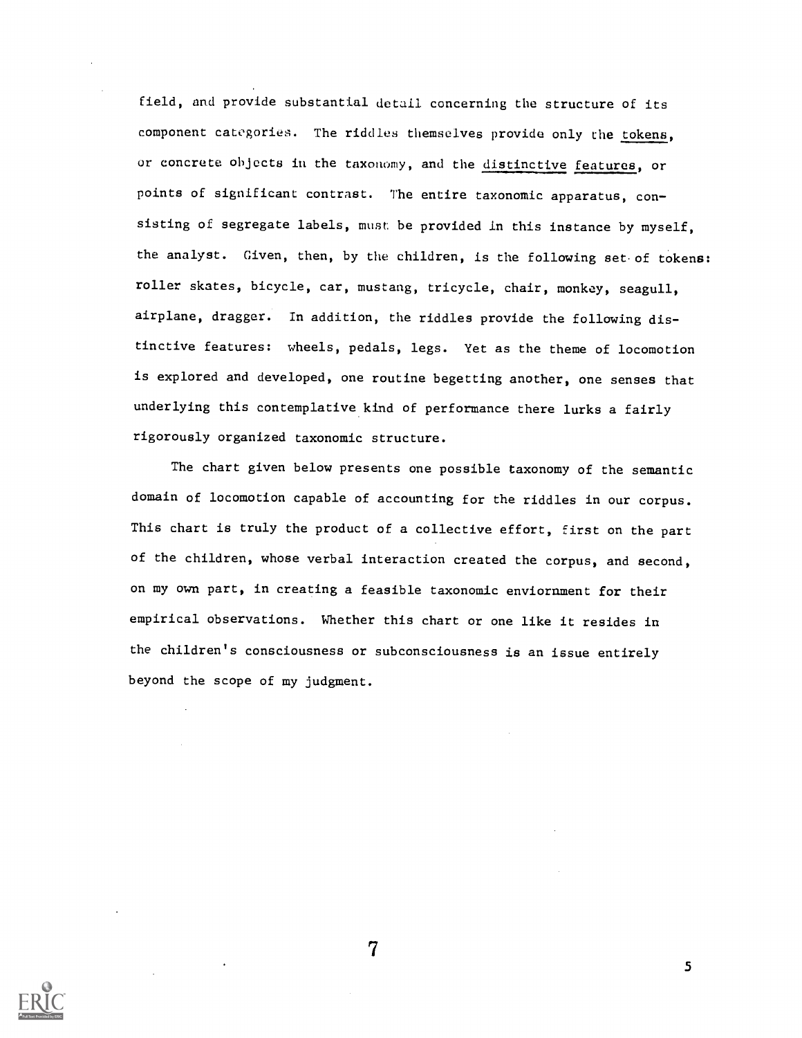field, and provide substantial detail concerning the structure of its component categories. The riddles themselves provide only the tokens, or concrete objects in the taxonomy, and the distinctive features, or points of significant contrast. The entire taxonomic apparatus, consisting of segregate labels, must be provided in this instance by myself, the analyst. Given, then, by the children, is the following set of tokens: roller skates, bicycle, car, mustang, tricycle, chair, monkey, seagull, airplane, dragger. In addition, the riddles provide the following distinctive features: wheels, pedals, legs. Yet as the theme of locomotion is explored and developed, one routine begetting another, one senses that underlying this contemplative kind of performance there lurks a fairly rigorously organized taxonomic structure.

The chart given below presents one possible taxonomy of the semantic domain of locomotion capable of accounting for the riddles in our corpus. This chart is truly the product of a collective effort, first on the part of the children, whose verbal interaction created the corpus, and second, on my own part, in creating a feasible taxonomic enviornment for their empirical observations. Whether this chart or one like it resides in the children's consciousness or subconsciousness is an issue entirely beyond the scope of my judgment.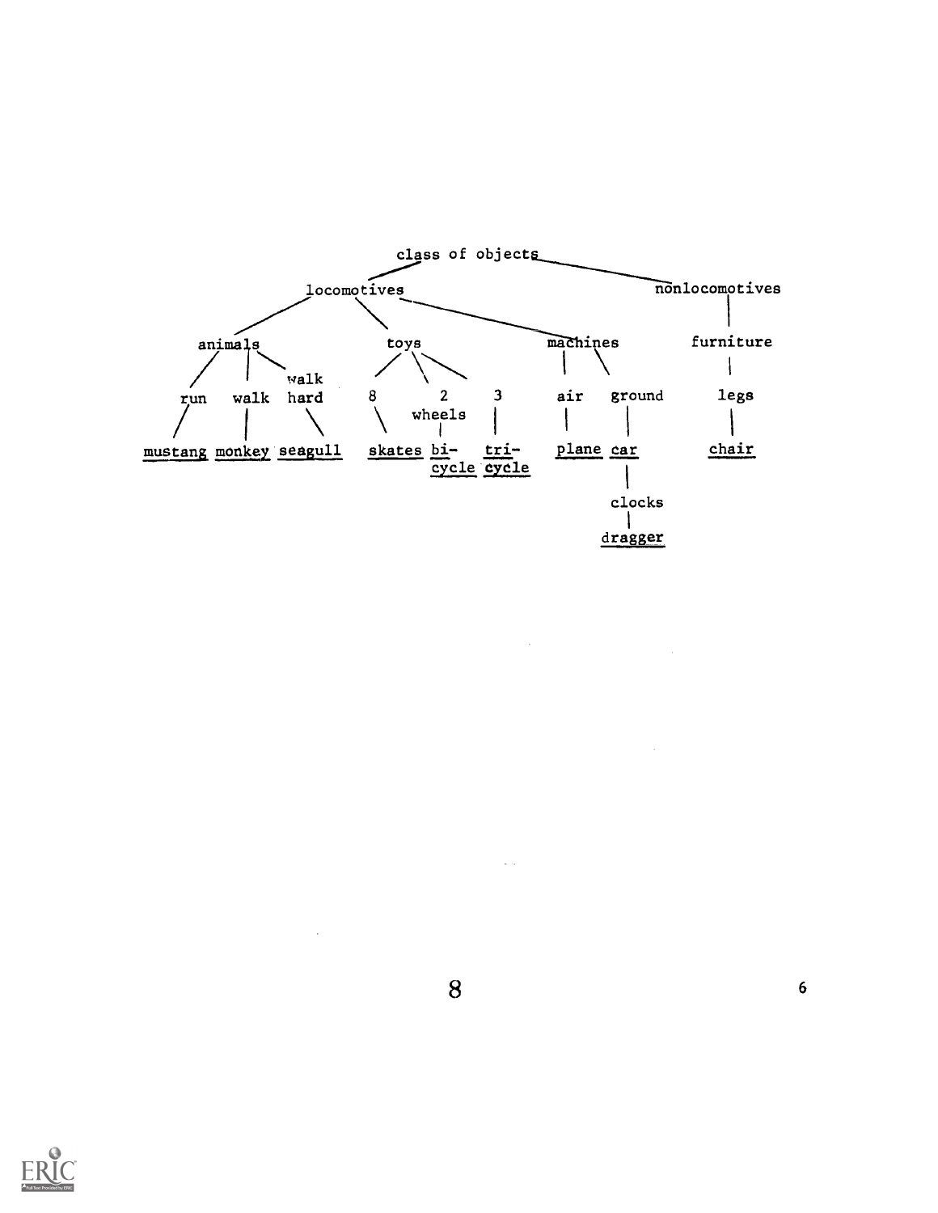```
                              class of objects
                             /                \
                   locomotives                  nonlocomotives
                  /     |      \                      |
           animals     toys      machines         furniture
          /   |   \    / | \       |    \             |
        run walk walk  8  2   3   air  ground        legs
                 hard    wheels                        
         |    |    \   \   |   |    |     |            |
  mustang monkey seagull skates bi- tri- plane car    chair
                               cycle cycle     |
                                             clocks
                                               |
                                            dragger
```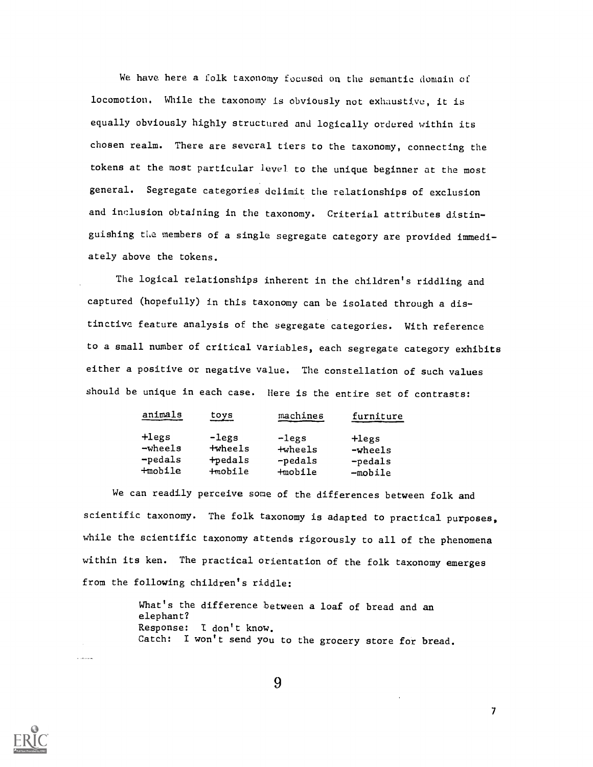We have here a folk taxonomy focused on the semantic domain of locomotion. While the taxonomy is obviously not exhaustive, it is equally obviously highly structured and logically ordered within its chosen realm. There are several tiers to the taxonomy, connecting the tokens at the most particular level to the unique beginner at the most general. Segregate categories delimit the relationships of exclusion and inclusion obtaining in the taxonomy. Criterial attributes distinguishing the members of a single segregate category are provided immediately above the tokens.

The logical relationships inherent in the children's riddling and captured (hopefully) in this taxonomy can be isolated through a distinctive feature analysis of the segregate categories. With reference to a small number of critical variables, each segregate category exhibits either a positive or negative value. The constellation of such values should be unique in each case. Here is the entire set of contrasts:

| animals | toys | machines | furniture |
|---|---|---|---|
| +legs | -legs | -legs | +legs |
| -wheels | +wheels | +wheels | -wheels |
| -pedals | +pedals | -pedals | -pedals |
| +mobile | +mobile | +mobile | -mobile |

We can readily perceive some of the differences between folk and scientific taxonomy. The folk taxonomy is adapted to practical purposes, while the scientific taxonomy attends rigorously to all of the phenomena within its ken. The practical orientation of the folk taxonomy emerges from the following children's riddle:

> What's the difference between a loaf of bread and an elephant?
> Response: I don't know.
> Catch: I won't send you to the grocery store for bread.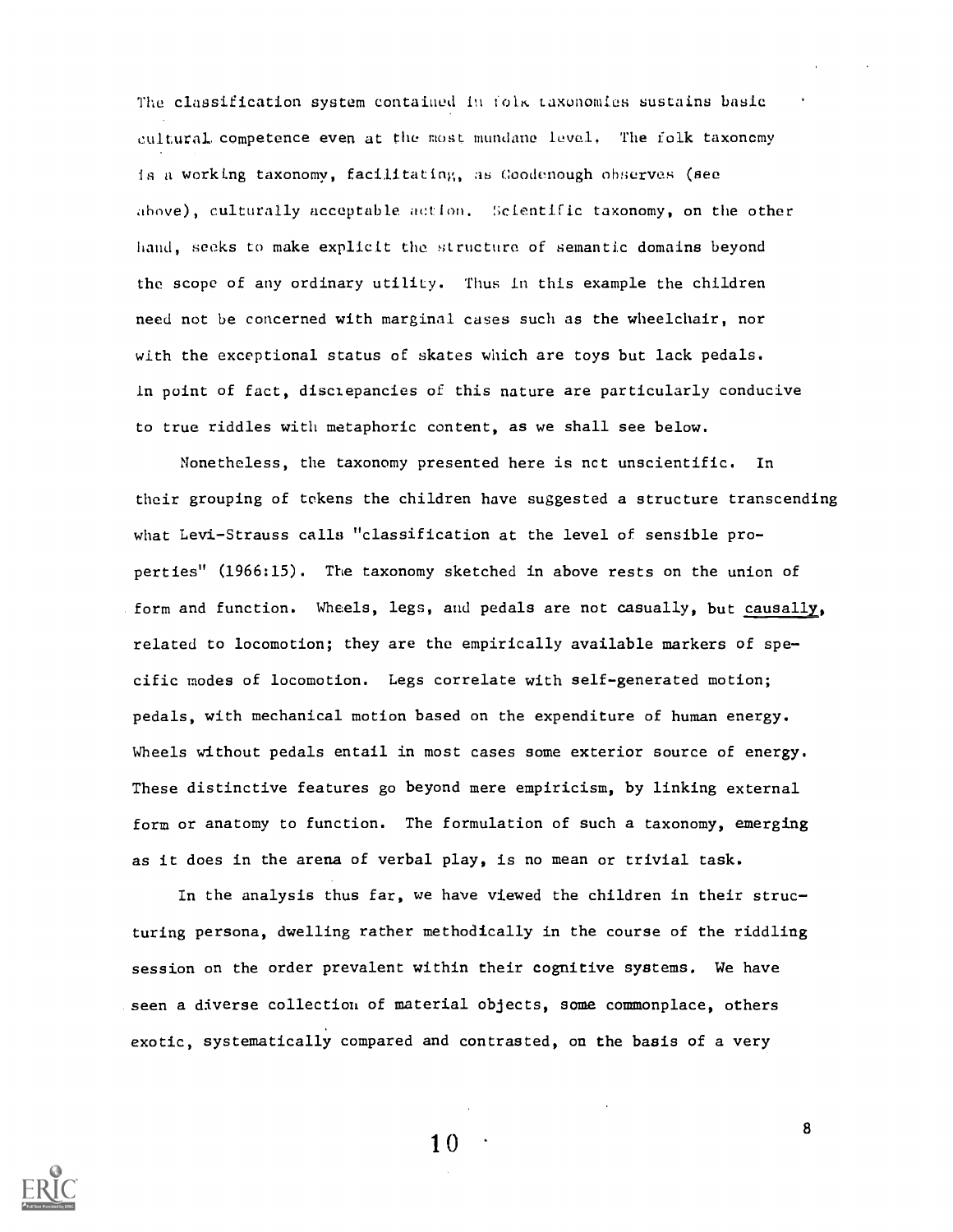The classification system contained in folk taxonomies sustains basic cultural competence even at the most mundane level. The folk taxonomy is a working taxonomy, facilitating, as Goodenough observes (see above), culturally acceptable action. Scientific taxonomy, on the other hand, seeks to make explicit the structure of semantic domains beyond the scope of any ordinary utility. Thus in this example the children need not be concerned with marginal cases such as the wheelchair, nor with the exceptional status of skates which are toys but lack pedals. In point of fact, discrepancies of this nature are particularly conducive to true riddles with metaphoric content, as we shall see below.

Nonetheless, the taxonomy presented here is not unscientific. In their grouping of tokens the children have suggested a structure transcending what Levi-Strauss calls "classification at the level of sensible properties" (1966:15). The taxonomy sketched in above rests on the union of form and function. Wheels, legs, and pedals are not casually, but <u>causally</u>, related to locomotion; they are the empirically available markers of specific modes of locomotion. Legs correlate with self-generated motion; pedals, with mechanical motion based on the expenditure of human energy. Wheels without pedals entail in most cases some exterior source of energy. These distinctive features go beyond mere empiricism, by linking external form or anatomy to function. The formulation of such a taxonomy, emerging as it does in the arena of verbal play, is no mean or trivial task.

In the analysis thus far, we have viewed the children in their structuring persona, dwelling rather methodically in the course of the riddling session on the order prevalent within their cognitive systems. We have seen a diverse collection of material objects, some commonplace, others exotic, systematically compared and contrasted, on the basis of a very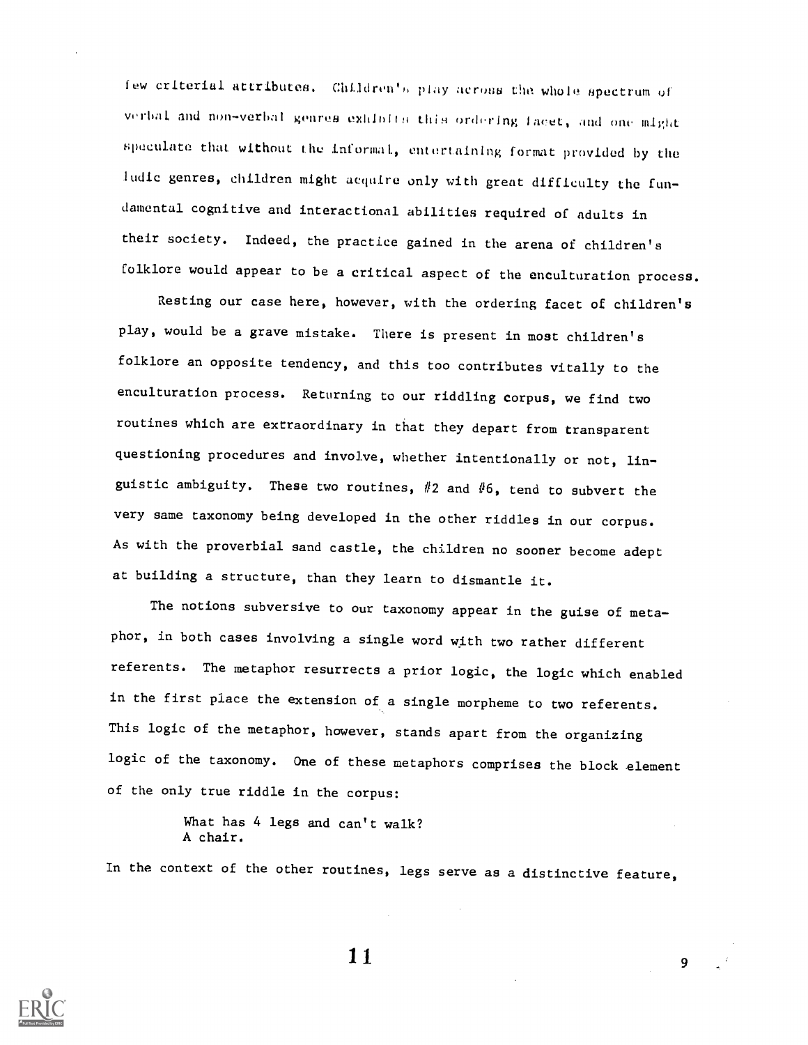few criterial attributes. Children's play across the whole spectrum of verbal and non-verbal genres exhibits this ordering facet, and one might speculate that without the informal, entertaining format provided by the ludic genres, children might acquire only with great difficulty the fundamental cognitive and interactional abilities required of adults in their society. Indeed, the practice gained in the arena of children's folklore would appear to be a critical aspect of the enculturation process.

Resting our case here, however, with the ordering facet of children's play, would be a grave mistake. There is present in most children's folklore an opposite tendency, and this too contributes vitally to the enculturation process. Returning to our riddling corpus, we find two routines which are extraordinary in that they depart from transparent questioning procedures and involve, whether intentionally or not, linguistic ambiguity. These two routines, #2 and #6, tend to subvert the very same taxonomy being developed in the other riddles in our corpus. As with the proverbial sand castle, the children no sooner become adept at building a structure, than they learn to dismantle it.

The notions subversive to our taxonomy appear in the guise of metaphor, in both cases involving a single word with two rather different referents. The metaphor resurrects a prior logic, the logic which enabled in the first place the extension of a single morpheme to two referents. This logic of the metaphor, however, stands apart from the organizing logic of the taxonomy. One of these metaphors comprises the block element of the only true riddle in the corpus:

> What has 4 legs and can't walk?
> A chair.

In the context of the other routines, legs serve as a distinctive feature,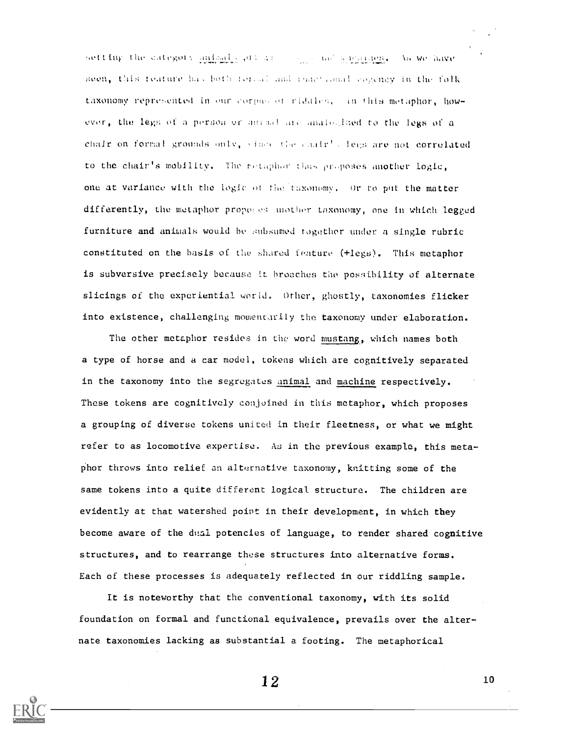setting the category animals off from ... and machines. As we have seen, this feature has both formal and functional cogency in the folk taxonomy represented in our corpus of riddles. In this metaphor, however, the legs of a person or animal are analogized to the legs of a chair on formal grounds only, since the chair's legs are not correlated to the chair's mobility. The metaphor thus proposes another logic, one at variance with the logic of the taxonomy. Or to put the matter differently, the metaphor proposes another taxonomy, one in which legged furniture and animals would be subsumed together under a single rubric constituted on the basis of the shared feature (+legs). This metaphor is subversive precisely because it broaches the possibility of alternate slicings of the experiential world. Other, ghostly, taxonomies flicker into existence, challenging momentarily the taxonomy under elaboration.

The other metaphor resides in the word mustang, which names both a type of horse and a car model, tokens which are cognitively separated in the taxonomy into the segregates animal and machine respectively. These tokens are cognitively conjoined in this metaphor, which proposes a grouping of diverse tokens united in their fleetness, or what we might refer to as locomotive expertise. As in the previous example, this metaphor throws into relief an alternative taxonomy, knitting some of the same tokens into a quite different logical structure. The children are evidently at that watershed point in their development, in which they become aware of the dual potencies of language, to render shared cognitive structures, and to rearrange these structures into alternative forms. Each of these processes is adequately reflected in our riddling sample.

It is noteworthy that the conventional taxonomy, with its solid foundation on formal and functional equivalence, prevails over the alternate taxonomies lacking as substantial a footing. The metaphorical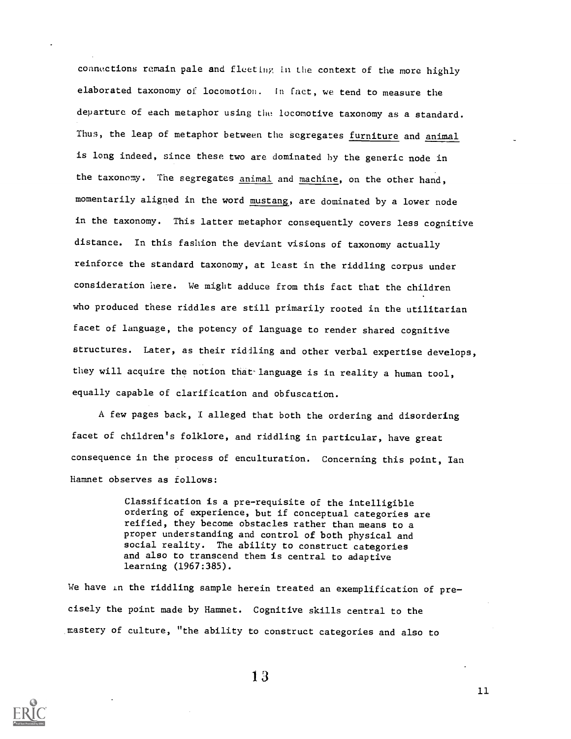connections remain pale and fleeting in the context of the more highly elaborated taxonomy of locomotion. In fact, we tend to measure the departure of each metaphor using the locomotive taxonomy as a standard. Thus, the leap of metaphor between the segregates furniture and animal is long indeed, since these two are dominated by the generic node in the taxonomy. The segregates animal and machine, on the other hand, momentarily aligned in the word mustang, are dominated by a lower node in the taxonomy. This latter metaphor consequently covers less cognitive distance. In this fashion the deviant visions of taxonomy actually reinforce the standard taxonomy, at least in the riddling corpus under consideration here. We might adduce from this fact that the children who produced these riddles are still primarily rooted in the utilitarian facet of language, the potency of language to render shared cognitive structures. Later, as their riddling and other verbal expertise develops, they will acquire the notion that language is in reality a human tool, equally capable of clarification and obfuscation.

A few pages back, I alleged that both the ordering and disordering facet of children's folklore, and riddling in particular, have great consequence in the process of enculturation. Concerning this point, Ian Hamnet observes as follows:

> Classification is a pre-requisite of the intelligible ordering of experience, but if conceptual categories are reified, they become obstacles rather than means to a proper understanding and control of both physical and social reality. The ability to construct categories and also to transcend them is central to adaptive learning (1967:385).

We have in the riddling sample herein treated an exemplification of precisely the point made by Hamnet. Cognitive skills central to the mastery of culture, "the ability to construct categories and also to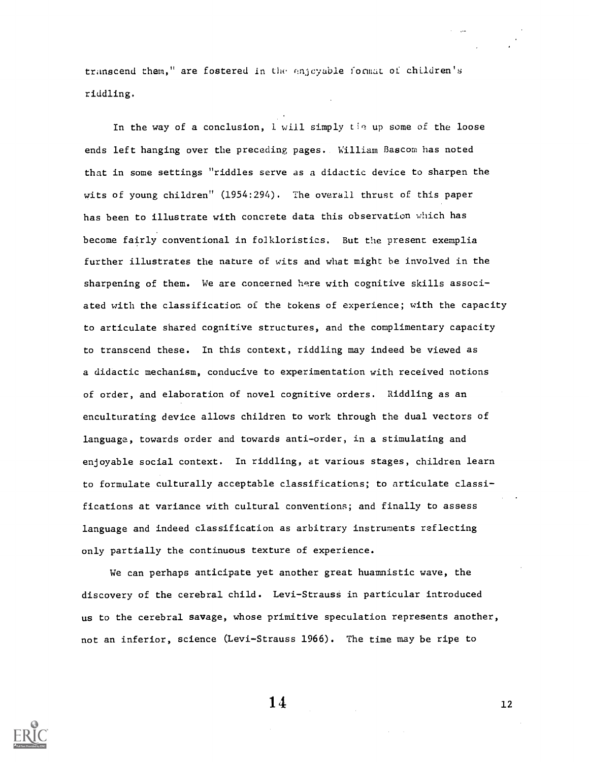transcend them," are fostered in the enjoyable format of children's riddling.

In the way of a conclusion, I will simply tie up some of the loose ends left hanging over the preceding pages. William Bascom has noted that in some settings "riddles serve as a didactic device to sharpen the wits of young children" (1954:294). The overall thrust of this paper has been to illustrate with concrete data this observation which has become fairly conventional in folkloristics. But the present exemplia further illustrates the nature of wits and what might be involved in the sharpening of them. We are concerned here with cognitive skills associated with the classification of the tokens of experience; with the capacity to articulate shared cognitive structures, and the complimentary capacity to transcend these. In this context, riddling may indeed be viewed as a didactic mechanism, conducive to experimentation with received notions of order, and elaboration of novel cognitive orders. Riddling as an enculturating device allows children to work through the dual vectors of language, towards order and towards anti-order, in a stimulating and enjoyable social context. In riddling, at various stages, children learn to formulate culturally acceptable classifications; to articulate classifications at variance with cultural conventions; and finally to assess language and indeed classification as arbitrary instruments reflecting only partially the continuous texture of experience.

We can perhaps anticipate yet another great huamnistic wave, the discovery of the cerebral child. Levi-Strauss in particular introduced us to the cerebral savage, whose primitive speculation represents another, not an inferior, science (Levi-Strauss 1966). The time may be ripe to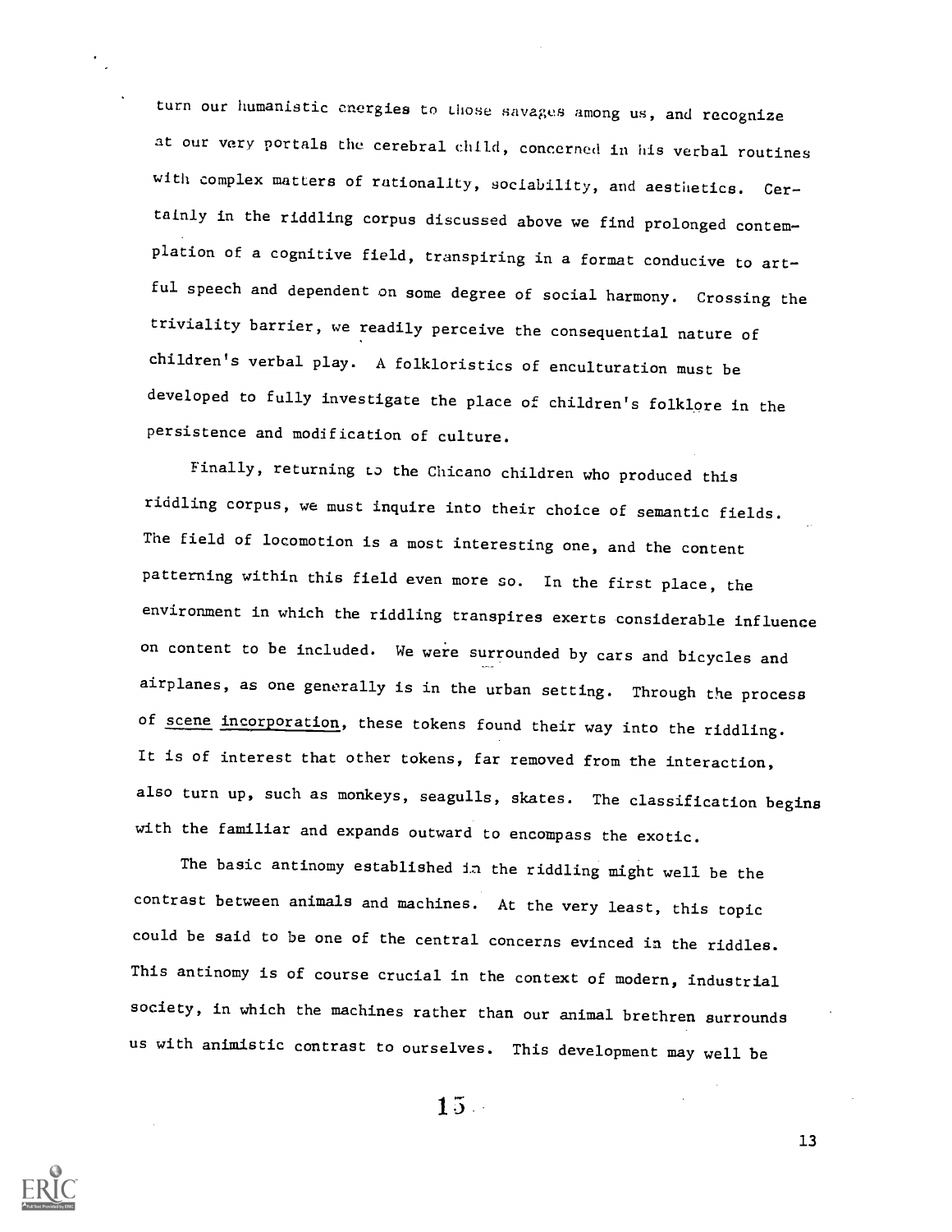turn our humanistic energies to those savages among us, and recognize at our very portals the cerebral child, concerned in his verbal routines with complex matters of rationality, sociability, and aesthetics. Certainly in the riddling corpus discussed above we find prolonged contemplation of a cognitive field, transpiring in a format conducive to artful speech and dependent on some degree of social harmony. Crossing the triviality barrier, we readily perceive the consequential nature of children's verbal play. A folkloristics of enculturation must be developed to fully investigate the place of children's folklore in the persistence and modification of culture.

Finally, returning to the Chicano children who produced this riddling corpus, we must inquire into their choice of semantic fields. The field of locomotion is a most interesting one, and the content patterning within this field even more so. In the first place, the environment in which the riddling transpires exerts considerable influence on content to be included. We were surrounded by cars and bicycles and airplanes, as one generally is in the urban setting. Through the process of <u>scene incorporation</u>, these tokens found their way into the riddling. It is of interest that other tokens, far removed from the interaction, also turn up, such as monkeys, seagulls, skates. The classification begins with the familiar and expands outward to encompass the exotic.

The basic antinomy established in the riddling might well be the contrast between animals and machines. At the very least, this topic could be said to be one of the central concerns evinced in the riddles. This antinomy is of course crucial in the context of modern, industrial society, in which the machines rather than our animal brethren surrounds us with animistic contrast to ourselves. This development may well be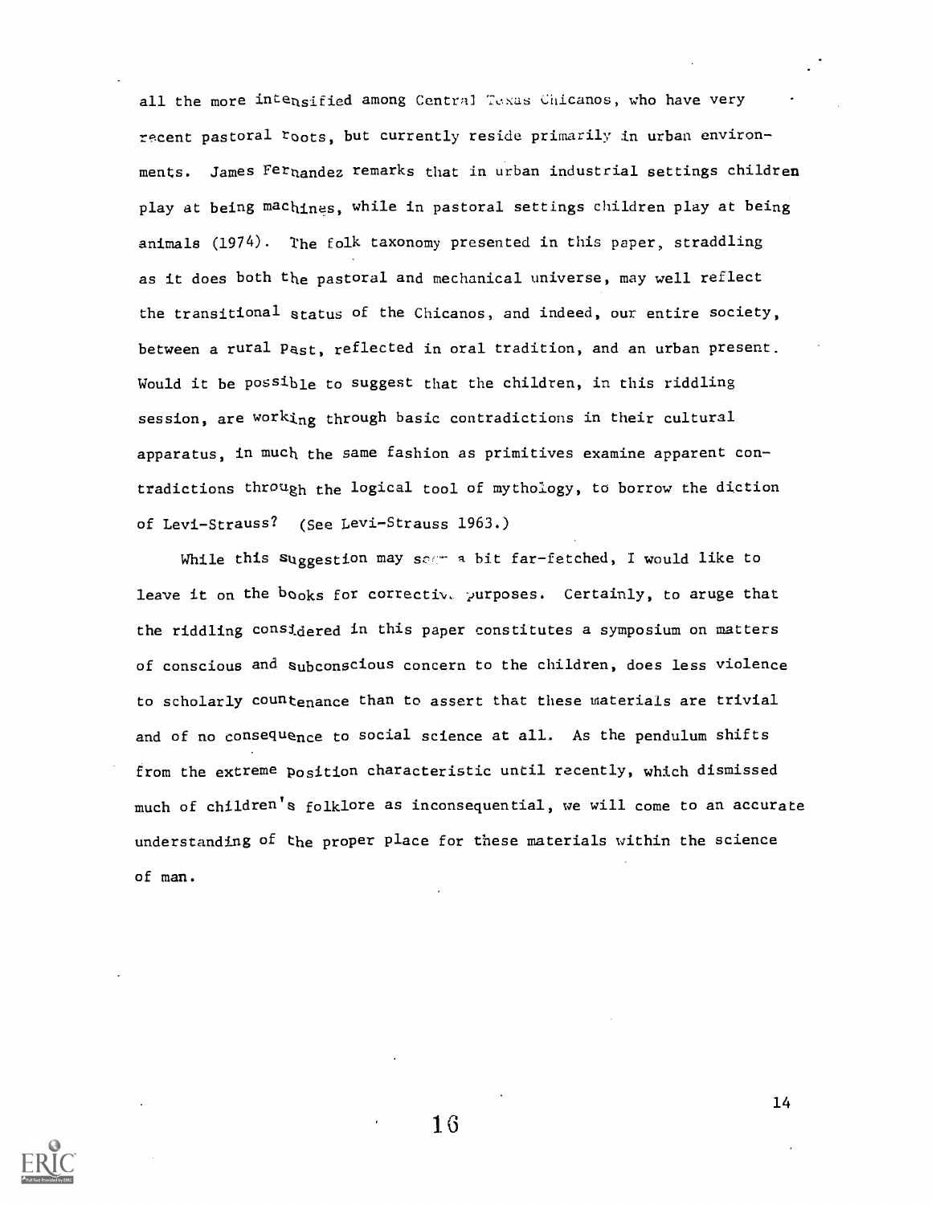all the more intensified among Central Texas Chicanos, who have very recent pastoral roots, but currently reside primarily in urban environments. James Fernandez remarks that in urban industrial settings children play at being machines, while in pastoral settings children play at being animals (1974). The folk taxonomy presented in this paper, straddling as it does both the pastoral and mechanical universe, may well reflect the transitional status of the Chicanos, and indeed, our entire society, between a rural past, reflected in oral tradition, and an urban present. Would it be possible to suggest that the children, in this riddling session, are working through basic contradictions in their cultural apparatus, in much the same fashion as primitives examine apparent contradictions through the logical tool of mythology, to borrow the diction of Levi-Strauss? (See Levi-Strauss 1963.)

While this suggestion may seem a bit far-fetched, I would like to leave it on the books for corrective purposes. Certainly, to aruge that the riddling considered in this paper constitutes a symposium on matters of conscious and subconscious concern to the children, does less violence to scholarly countenance than to assert that these materials are trivial and of no consequence to social science at all. As the pendulum shifts from the extreme position characteristic until recently, which dismissed much of children's folklore as inconsequential, we will come to an accurate understanding of the proper place for these materials within the science of man.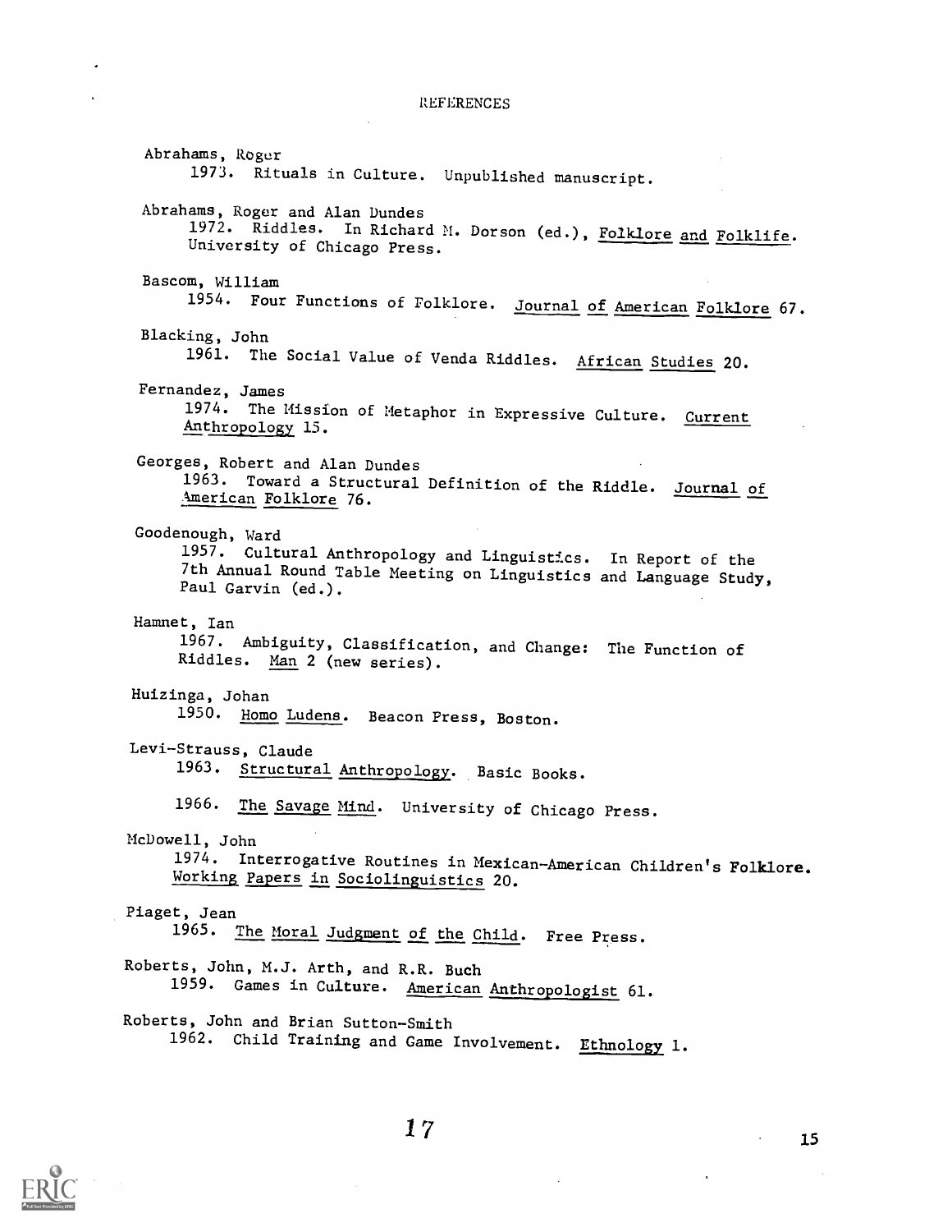# REFERENCES

Abrahams, Roger
1973. Rituals in Culture. Unpublished manuscript.

Abrahams, Roger and Alan Dundes
1972. Riddles. In Richard M. Dorson (ed.), Folklore and Folklife. University of Chicago Press.

Bascom, William
1954. Four Functions of Folklore. Journal of American Folklore 67.

Blacking, John
1961. The Social Value of Venda Riddles. African Studies 20.

Fernandez, James
1974. The Mission of Metaphor in Expressive Culture. Current Anthropology 15.

Georges, Robert and Alan Dundes
1963. Toward a Structural Definition of the Riddle. Journal of American Folklore 76.

Goodenough, Ward
1957. Cultural Anthropology and Linguistics. In Report of the 7th Annual Round Table Meeting on Linguistics and Language Study, Paul Garvin (ed.).

Hamnet, Ian
1967. Ambiguity, Classification, and Change: The Function of Riddles. Man 2 (new series).

Huizinga, Johan
1950. Homo Ludens. Beacon Press, Boston.

Levi-Strauss, Claude
1963. Structural Anthropology. Basic Books.

1966. The Savage Mind. University of Chicago Press.

McDowell, John
1974. Interrogative Routines in Mexican-American Children's Folklore. Working Papers in Sociolinguistics 20.

Piaget, Jean
1965. The Moral Judgment of the Child. Free Press.

Roberts, John, M.J. Arth, and R.R. Buch
1959. Games in Culture. American Anthropologist 61.

Roberts, John and Brian Sutton-Smith
1962. Child Training and Game Involvement. Ethnology 1.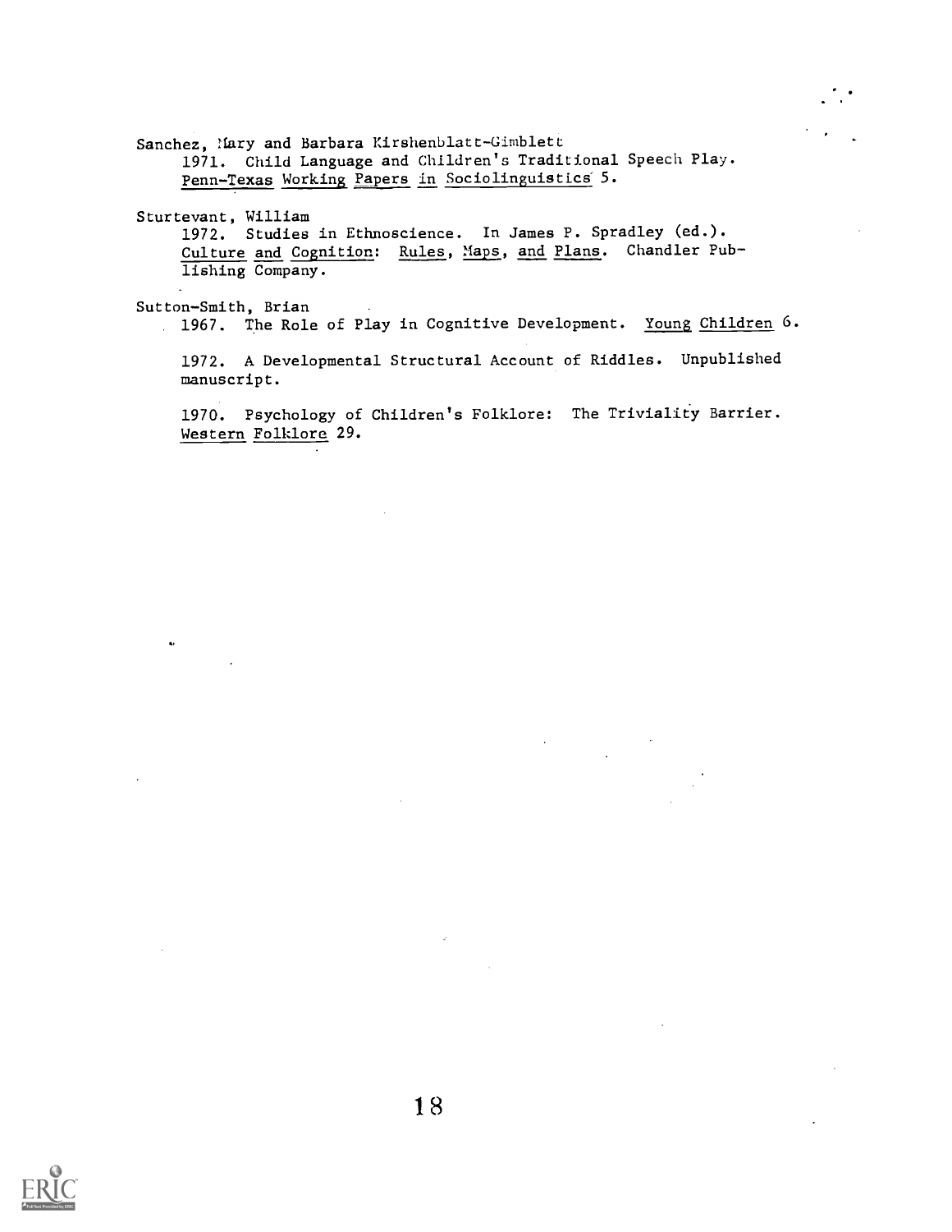Sanchez, Mary and Barbara Kirshenblatt-Gimblett
1971. Child Language and Children's Traditional Speech Play. *Penn-Texas Working Papers in Sociolinguistics* 5.

Sturtevant, William
1972. Studies in Ethnoscience. In James P. Spradley (ed.). *Culture and Cognition: Rules, Maps, and Plans.* Chandler Publishing Company.

Sutton-Smith, Brian
1967. The Role of Play in Cognitive Development. *Young Children* 6.

1972. A Developmental Structural Account of Riddles. Unpublished manuscript.

1970. Psychology of Children's Folklore: The Triviality Barrier. *Western Folklore* 29.